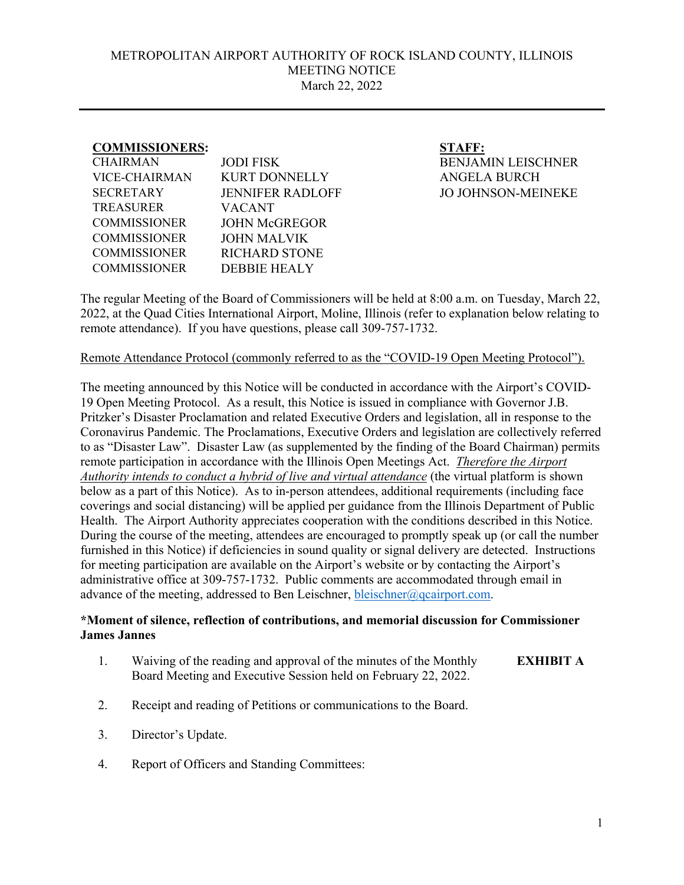METROPOLITAN AIRPORT AUTHORITY OF ROCK ISLAND COUNTY, ILLINOIS
MEETING NOTICE
March 22, 2022

---

**COMMISSIONERS:**

| | |
|---|---|
| CHAIRMAN | JODI FISK |
| VICE-CHAIRMAN | KURT DONNELLY |
| SECRETARY | JENNIFER RADLOFF |
| TREASURER | VACANT |
| COMMISSIONER | JOHN McGREGOR |
| COMMISSIONER | JOHN MALVIK |
| COMMISSIONER | RICHARD STONE |
| COMMISSIONER | DEBBIE HEALY |

**STAFF:**

BENJAMIN LEISCHNER
ANGELA BURCH
JO JOHNSON-MEINEKE

The regular Meeting of the Board of Commissioners will be held at 8:00 a.m. on Tuesday, March 22, 2022, at the Quad Cities International Airport, Moline, Illinois (refer to explanation below relating to remote attendance). If you have questions, please call 309-757-1732.

Remote Attendance Protocol (commonly referred to as the "COVID-19 Open Meeting Protocol").

The meeting announced by this Notice will be conducted in accordance with the Airport's COVID-19 Open Meeting Protocol. As a result, this Notice is issued in compliance with Governor J.B. Pritzker's Disaster Proclamation and related Executive Orders and legislation, all in response to the Coronavirus Pandemic. The Proclamations, Executive Orders and legislation are collectively referred to as "Disaster Law". Disaster Law (as supplemented by the finding of the Board Chairman) permits remote participation in accordance with the Illinois Open Meetings Act. *Therefore the Airport Authority intends to conduct a hybrid of live and virtual attendance* (the virtual platform is shown below as a part of this Notice). As to in-person attendees, additional requirements (including face coverings and social distancing) will be applied per guidance from the Illinois Department of Public Health. The Airport Authority appreciates cooperation with the conditions described in this Notice. During the course of the meeting, attendees are encouraged to promptly speak up (or call the number furnished in this Notice) if deficiencies in sound quality or signal delivery are detected. Instructions for meeting participation are available on the Airport's website or by contacting the Airport's administrative office at 309-757-1732. Public comments are accommodated through email in advance of the meeting, addressed to Ben Leischner, bleischner@qcairport.com.

**\*Moment of silence, reflection of contributions, and memorial discussion for Commissioner James Jannes**

1. Waiving of the reading and approval of the minutes of the Monthly Board Meeting and Executive Session held on February 22, 2022. **EXHIBIT A**

2. Receipt and reading of Petitions or communications to the Board.

3. Director's Update.

4. Report of Officers and Standing Committees: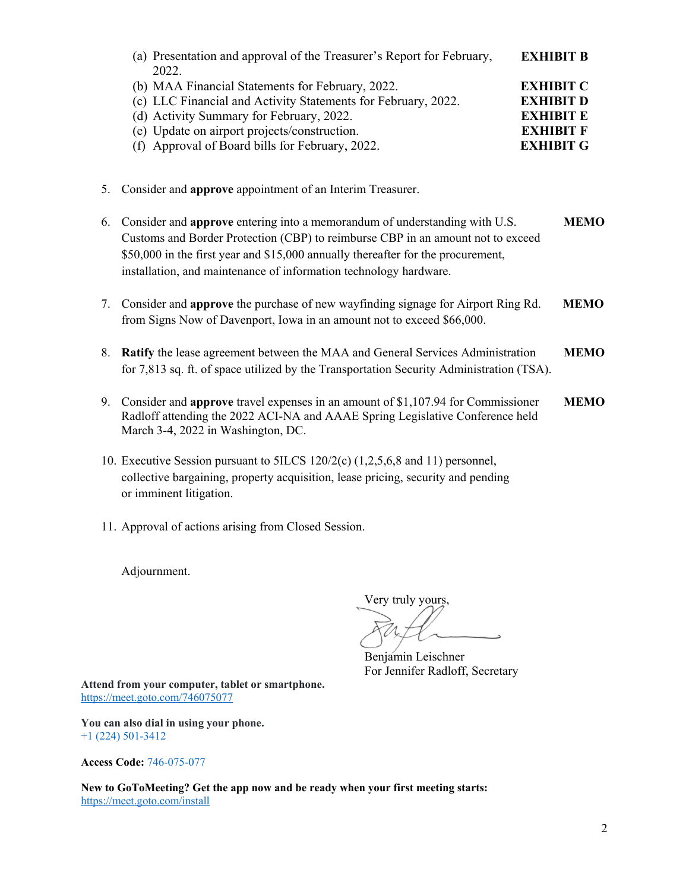(a) Presentation and approval of the Treasurer's Report for February, 2022. **EXHIBIT B**
(b) MAA Financial Statements for February, 2022. **EXHIBIT C**
(c) LLC Financial and Activity Statements for February, 2022. **EXHIBIT D**
(d) Activity Summary for February, 2022. **EXHIBIT E**
(e) Update on airport projects/construction. **EXHIBIT F**
(f) Approval of Board bills for February, 2022. **EXHIBIT G**

5. Consider and **approve** appointment of an Interim Treasurer.

6. Consider and **approve** entering into a memorandum of understanding with U.S. Customs and Border Protection (CBP) to reimburse CBP in an amount not to exceed $50,000 in the first year and $15,000 annually thereafter for the procurement, installation, and maintenance of information technology hardware. **MEMO**

7. Consider and **approve** the purchase of new wayfinding signage for Airport Ring Rd. from Signs Now of Davenport, Iowa in an amount not to exceed $66,000. **MEMO**

8. **Ratify** the lease agreement between the MAA and General Services Administration for 7,813 sq. ft. of space utilized by the Transportation Security Administration (TSA). **MEMO**

9. Consider and **approve** travel expenses in an amount of $1,107.94 for Commissioner Radloff attending the 2022 ACI-NA and AAAE Spring Legislative Conference held March 3-4, 2022 in Washington, DC. **MEMO**

10. Executive Session pursuant to 5ILCS 120/2(c) (1,2,5,6,8 and 11) personnel, collective bargaining, property acquisition, lease pricing, security and pending or imminent litigation.

11. Approval of actions arising from Closed Session.

Adjournment.

Very truly yours,

Benjamin Leischner
For Jennifer Radloff, Secretary

**Attend from your computer, tablet or smartphone.**
https://meet.goto.com/746075077

**You can also dial in using your phone.**
+1 (224) 501-3412

**Access Code:** 746-075-077

**New to GoToMeeting? Get the app now and be ready when your first meeting starts:**
https://meet.goto.com/install